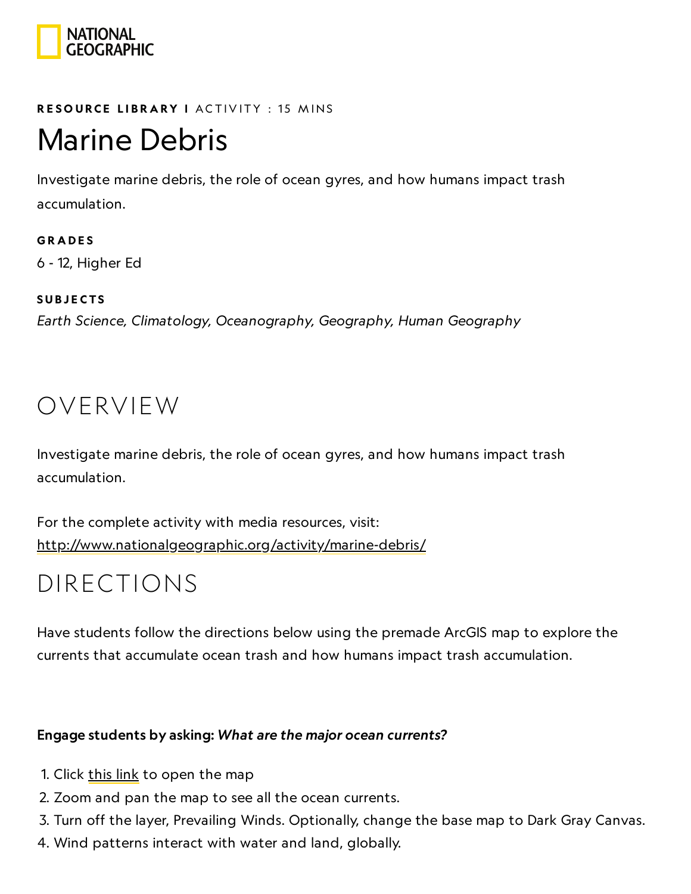**RESOURCE LIBRARY I** ACTIVITY : 15 MINS

# Marine Debris

Investigate marine debris, the role of ocean gyres, and how humans impact trash accumulation.

**GRADES**

6 - 12, Higher Ed

**SUBJECTS**

*Earth Science, Climatology, Oceanography, Geography, Human Geography*

## OVERVIEW

Investigate marine debris, the role of ocean gyres, and how humans impact trash accumulation.

For the complete activity with media resources, visit:
http://www.nationalgeographic.org/activity/marine-debris/

## DIRECTIONS

Have students follow the directions below using the premade ArcGIS map to explore the currents that accumulate ocean trash and how humans impact trash accumulation.

**Engage students by asking:** ***What are the major ocean currents?***

1. Click this link to open the map
2. Zoom and pan the map to see all the ocean currents.
3. Turn off the layer, Prevailing Winds. Optionally, change the base map to Dark Gray Canvas.
4. Wind patterns interact with water and land, globally.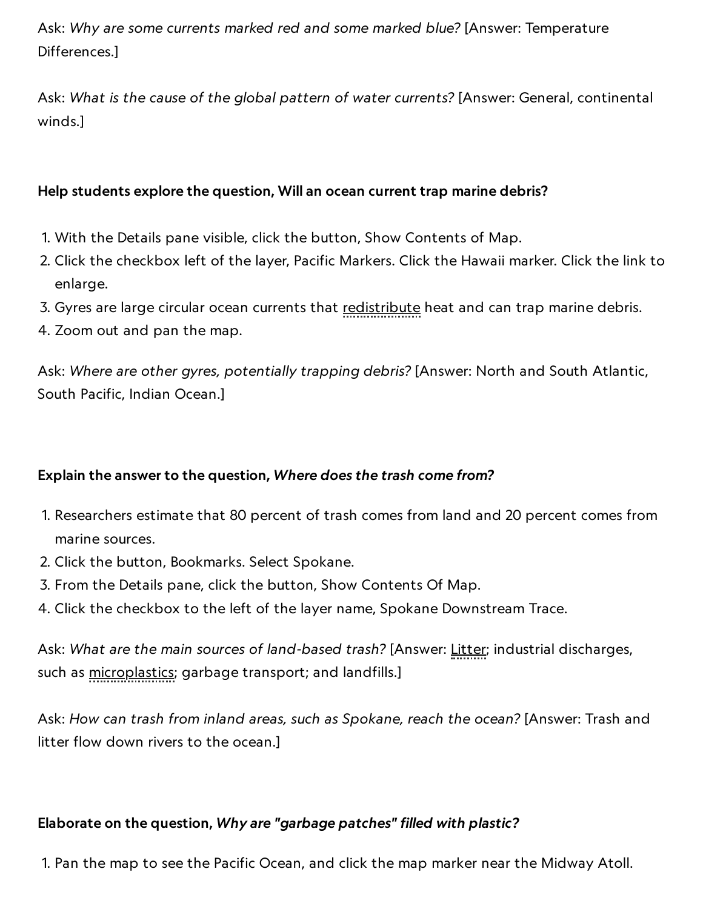Ask: *Why are some currents marked red and some marked blue?* [Answer: Temperature Differences.]

Ask: *What is the cause of the global pattern of water currents?* [Answer: General, continental winds.]

**Help students explore the question, Will an ocean current trap marine debris?**

1. With the Details pane visible, click the button, Show Contents of Map.
2. Click the checkbox left of the layer, Pacific Markers. Click the Hawaii marker. Click the link to enlarge.
3. Gyres are large circular ocean currents that redistribute heat and can trap marine debris.
4. Zoom out and pan the map.

Ask: *Where are other gyres, potentially trapping debris?* [Answer: North and South Atlantic, South Pacific, Indian Ocean.]

**Explain the answer to the question, *Where does the trash come from?***

1. Researchers estimate that 80 percent of trash comes from land and 20 percent comes from marine sources.
2. Click the button, Bookmarks. Select Spokane.
3. From the Details pane, click the button, Show Contents Of Map.
4. Click the checkbox to the left of the layer name, Spokane Downstream Trace.

Ask: *What are the main sources of land-based trash?* [Answer: Litter; industrial discharges, such as microplastics; garbage transport; and landfills.]

Ask: *How can trash from inland areas, such as Spokane, reach the ocean?* [Answer: Trash and litter flow down rivers to the ocean.]

**Elaborate on the question, *Why are "garbage patches" filled with plastic?***

1. Pan the map to see the Pacific Ocean, and click the map marker near the Midway Atoll.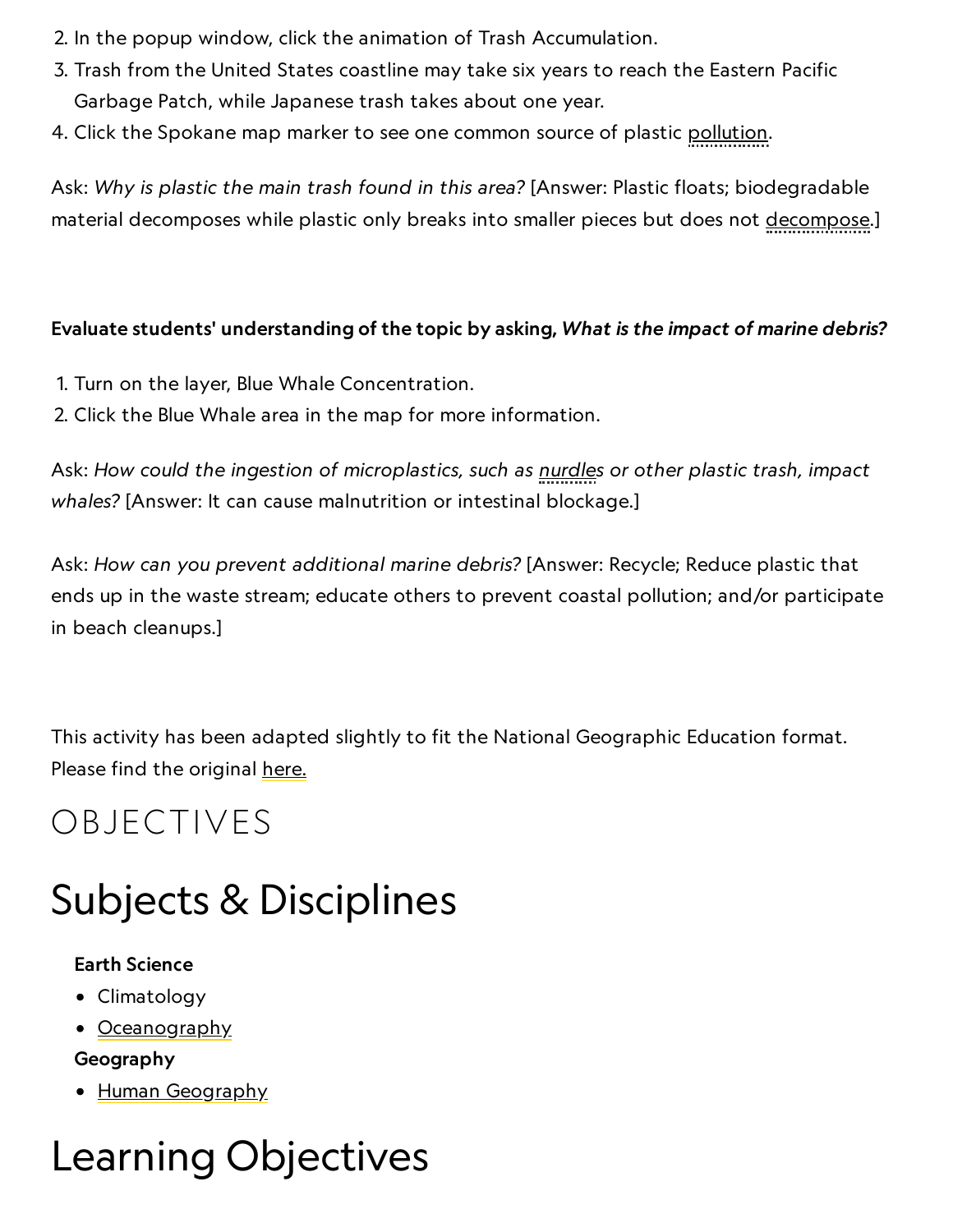2. In the popup window, click the animation of Trash Accumulation.
3. Trash from the United States coastline may take six years to reach the Eastern Pacific Garbage Patch, while Japanese trash takes about one year.
4. Click the Spokane map marker to see one common source of plastic pollution.

Ask: *Why is plastic the main trash found in this area?* [Answer: Plastic floats; biodegradable material decomposes while plastic only breaks into smaller pieces but does not decompose.]

**Evaluate students' understanding of the topic by asking, *What is the impact of marine debris?***

1. Turn on the layer, Blue Whale Concentration.
2. Click the Blue Whale area in the map for more information.

Ask: *How could the ingestion of microplastics, such as nurdles or other plastic trash, impact whales?* [Answer: It can cause malnutrition or intestinal blockage.]

Ask: *How can you prevent additional marine debris?* [Answer: Recycle; Reduce plastic that ends up in the waste stream; educate others to prevent coastal pollution; and/or participate in beach cleanups.]

This activity has been adapted slightly to fit the National Geographic Education format. Please find the original here.

# OBJECTIVES

## Subjects & Disciplines

**Earth Science**

- Climatology
- Oceanography

**Geography**

- Human Geography

## Learning Objectives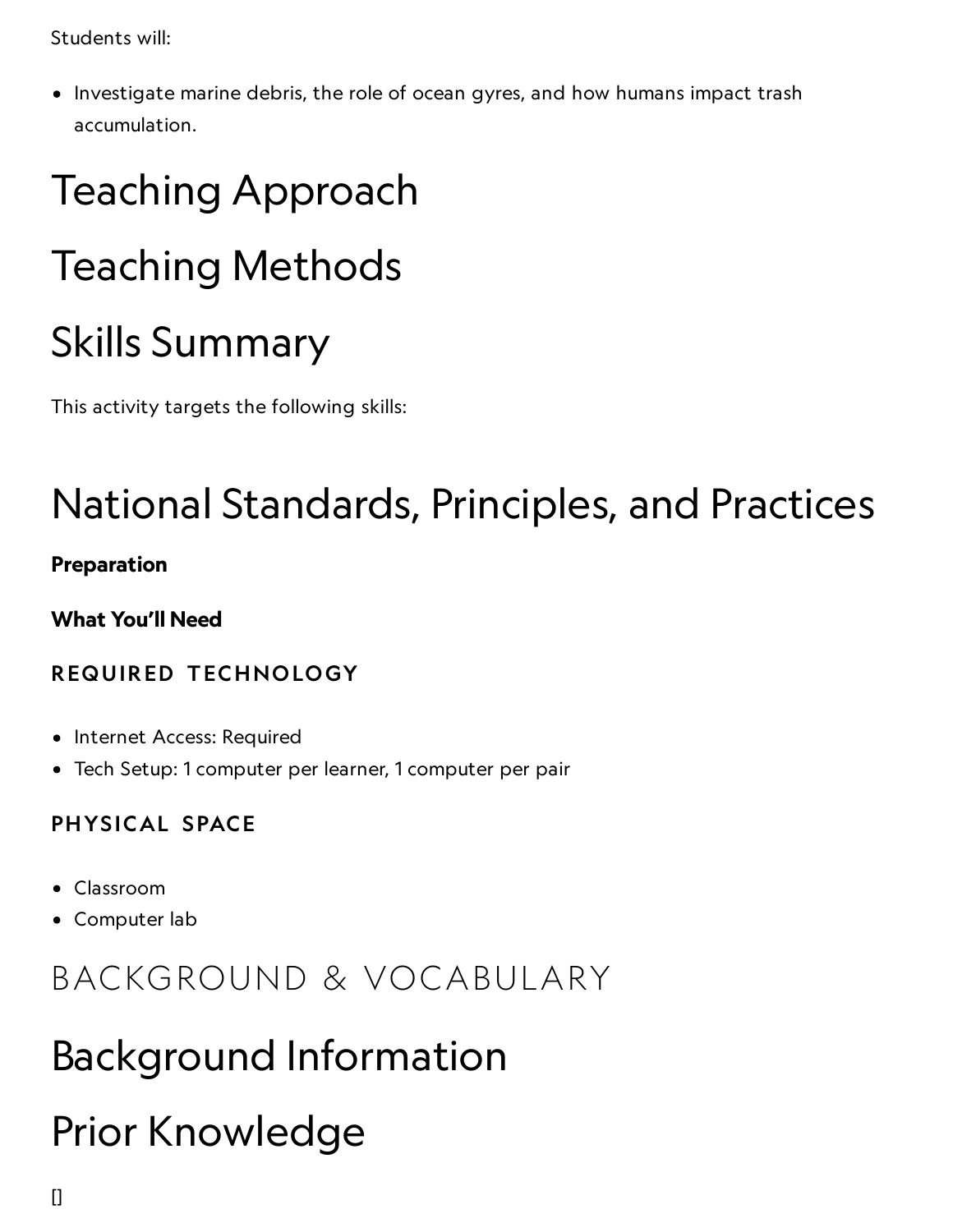Students will:

- Investigate marine debris, the role of ocean gyres, and how humans impact trash accumulation.

# Teaching Approach

# Teaching Methods

# Skills Summary

This activity targets the following skills:

# National Standards, Principles, and Practices

**Preparation**

**What You'll Need**

#### REQUIRED TECHNOLOGY

- Internet Access: Required
- Tech Setup: 1 computer per learner, 1 computer per pair

#### PHYSICAL SPACE

- Classroom
- Computer lab

## BACKGROUND & VOCABULARY

# Background Information

# Prior Knowledge

[]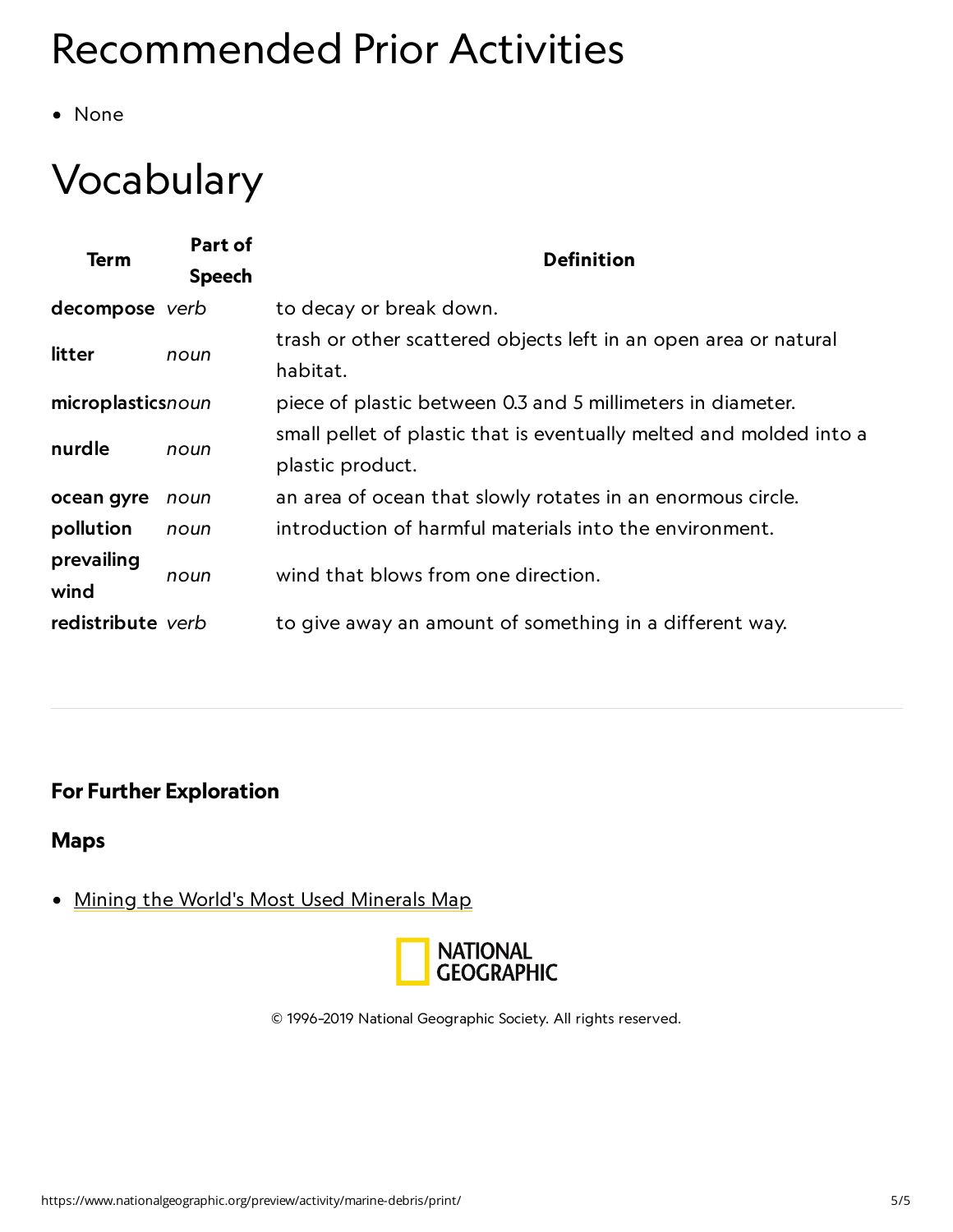# Recommended Prior Activities

- None

# Vocabulary

| Term | Part of Speech | Definition |
| --- | --- | --- |
| **decompose** | *verb* | to decay or break down. |
| **litter** | *noun* | trash or other scattered objects left in an open area or natural habitat. |
| **microplastics** | *noun* | piece of plastic between 0.3 and 5 millimeters in diameter. |
| **nurdle** | *noun* | small pellet of plastic that is eventually melted and molded into a plastic product. |
| **ocean gyre** | *noun* | an area of ocean that slowly rotates in an enormous circle. |
| **pollution** | *noun* | introduction of harmful materials into the environment. |
| **prevailing wind** | *noun* | wind that blows from one direction. |
| **redistribute** | *verb* | to give away an amount of something in a different way. |

---

### For Further Exploration

### Maps

- Mining the World's Most Used Minerals Map

NATIONAL GEOGRAPHIC

© 1996–2019 National Geographic Society. All rights reserved.